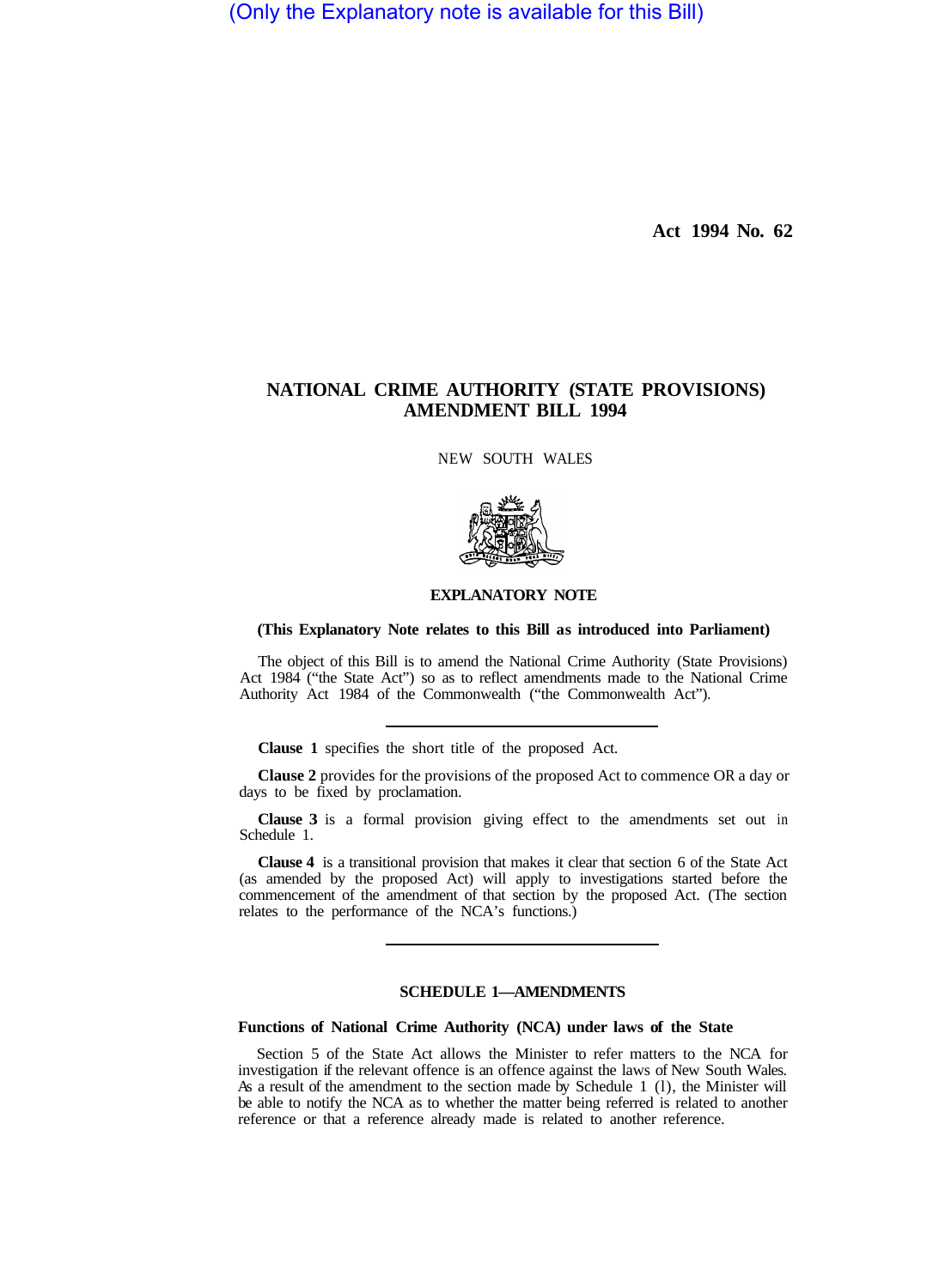(Only the Explanatory note is available for this Bill)

**Act 1994 No. 62**

# NATIONAL CRIME AUTHORITY (STATE PROVISIONS) AMENDMENT BILL 1994

NEW SOUTH WALES

## EXPLANATORY NOTE

**(This Explanatory Note relates to this Bill as introduced into Parliament)**

The object of this Bill is to amend the National Crime Authority (State Provisions) Act 1984 ("the State Act") so as to reflect amendments made to the National Crime Authority Act 1984 of the Commonwealth ("the Commonwealth Act").

---

**Clause 1** specifies the short title of the proposed Act.

**Clause 2** provides for the provisions of the proposed Act to commence OR a day or days to be fixed by proclamation.

**Clause 3** is a formal provision giving effect to the amendments set out in Schedule 1.

**Clause 4** is a transitional provision that makes it clear that section 6 of the State Act (as amended by the proposed Act) will apply to investigations started before the commencement of the amendment of that section by the proposed Act. (The section relates to the performance of the NCA's functions.)

---

### SCHEDULE 1—AMENDMENTS

**Functions of National Crime Authority (NCA) under laws of the State**

Section 5 of the State Act allows the Minister to refer matters to the NCA for investigation if the relevant offence is an offence against the laws of New South Wales. As a result of the amendment to the section made by Schedule 1 (1), the Minister will be able to notify the NCA as to whether the matter being referred is related to another reference or that a reference already made is related to another reference.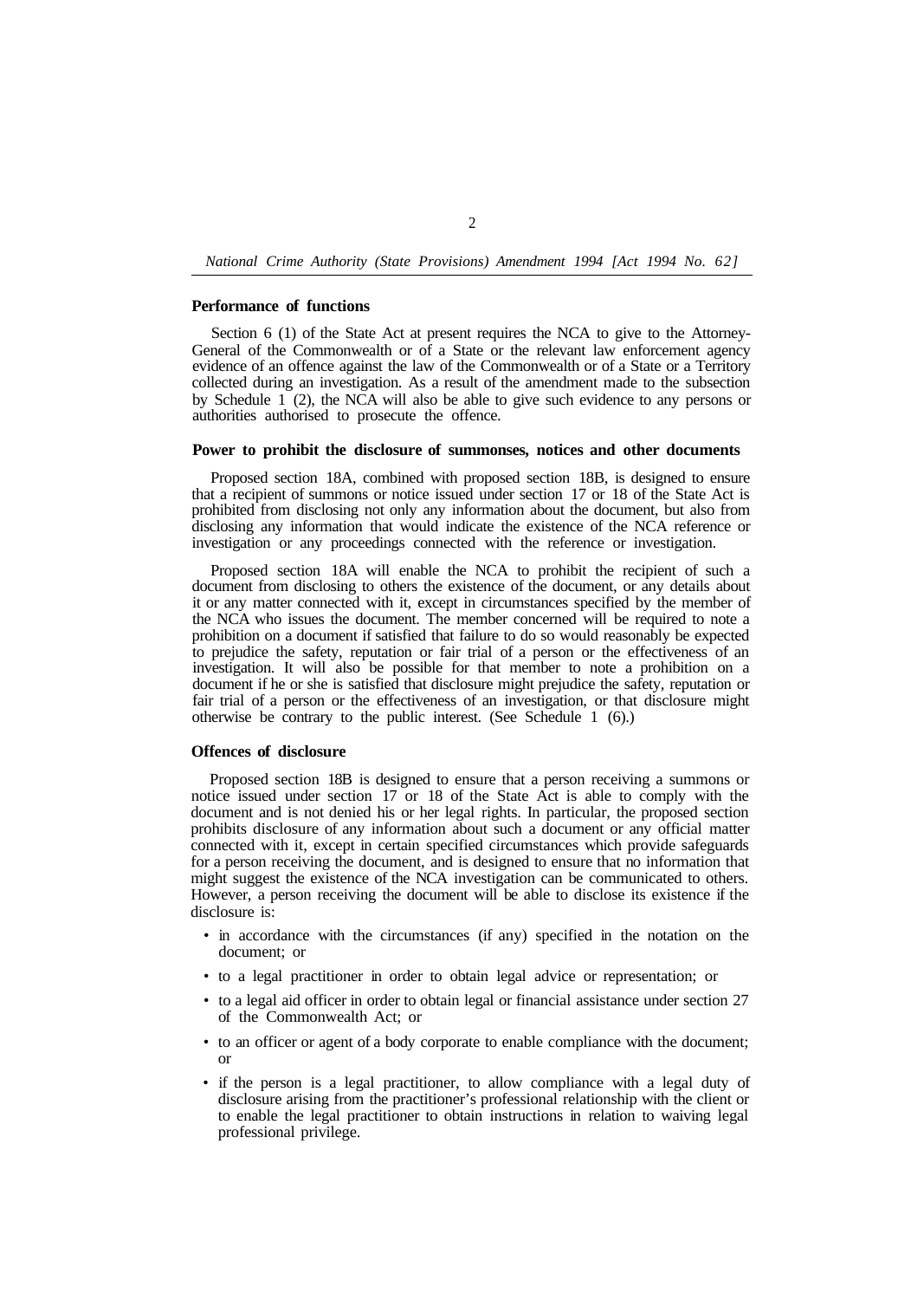### Performance of functions

Section 6 (1) of the State Act at present requires the NCA to give to the Attorney-General of the Commonwealth or of a State or the relevant law enforcement agency evidence of an offence against the law of the Commonwealth or of a State or a Territory collected during an investigation. As a result of the amendment made to the subsection by Schedule 1 (2), the NCA will also be able to give such evidence to any persons or authorities authorised to prosecute the offence.

### Power to prohibit the disclosure of summonses, notices and other documents

Proposed section 18A, combined with proposed section 18B, is designed to ensure that a recipient of summons or notice issued under section 17 or 18 of the State Act is prohibited from disclosing not only any information about the document, but also from disclosing any information that would indicate the existence of the NCA reference or investigation or any proceedings connected with the reference or investigation.

Proposed section 18A will enable the NCA to prohibit the recipient of such a document from disclosing to others the existence of the document, or any details about it or any matter connected with it, except in circumstances specified by the member of the NCA who issues the document. The member concerned will be required to note a prohibition on a document if satisfied that failure to do so would reasonably be expected to prejudice the safety, reputation or fair trial of a person or the effectiveness of an investigation. It will also be possible for that member to note a prohibition on a document if he or she is satisfied that disclosure might prejudice the safety, reputation or fair trial of a person or the effectiveness of an investigation, or that disclosure might otherwise be contrary to the public interest. (See Schedule 1 (6).)

### Offences of disclosure

Proposed section 18B is designed to ensure that a person receiving a summons or notice issued under section 17 or 18 of the State Act is able to comply with the document and is not denied his or her legal rights. In particular, the proposed section prohibits disclosure of any information about such a document or any official matter connected with it, except in certain specified circumstances which provide safeguards for a person receiving the document, and is designed to ensure that no information that might suggest the existence of the NCA investigation can be communicated to others. However, a person receiving the document will be able to disclose its existence if the disclosure is:

- in accordance with the circumstances (if any) specified in the notation on the document; or
- to a legal practitioner in order to obtain legal advice or representation; or
- to a legal aid officer in order to obtain legal or financial assistance under section 27 of the Commonwealth Act; or
- to an officer or agent of a body corporate to enable compliance with the document; or
- if the person is a legal practitioner, to allow compliance with a legal duty of disclosure arising from the practitioner's professional relationship with the client or to enable the legal practitioner to obtain instructions in relation to waiving legal professional privilege.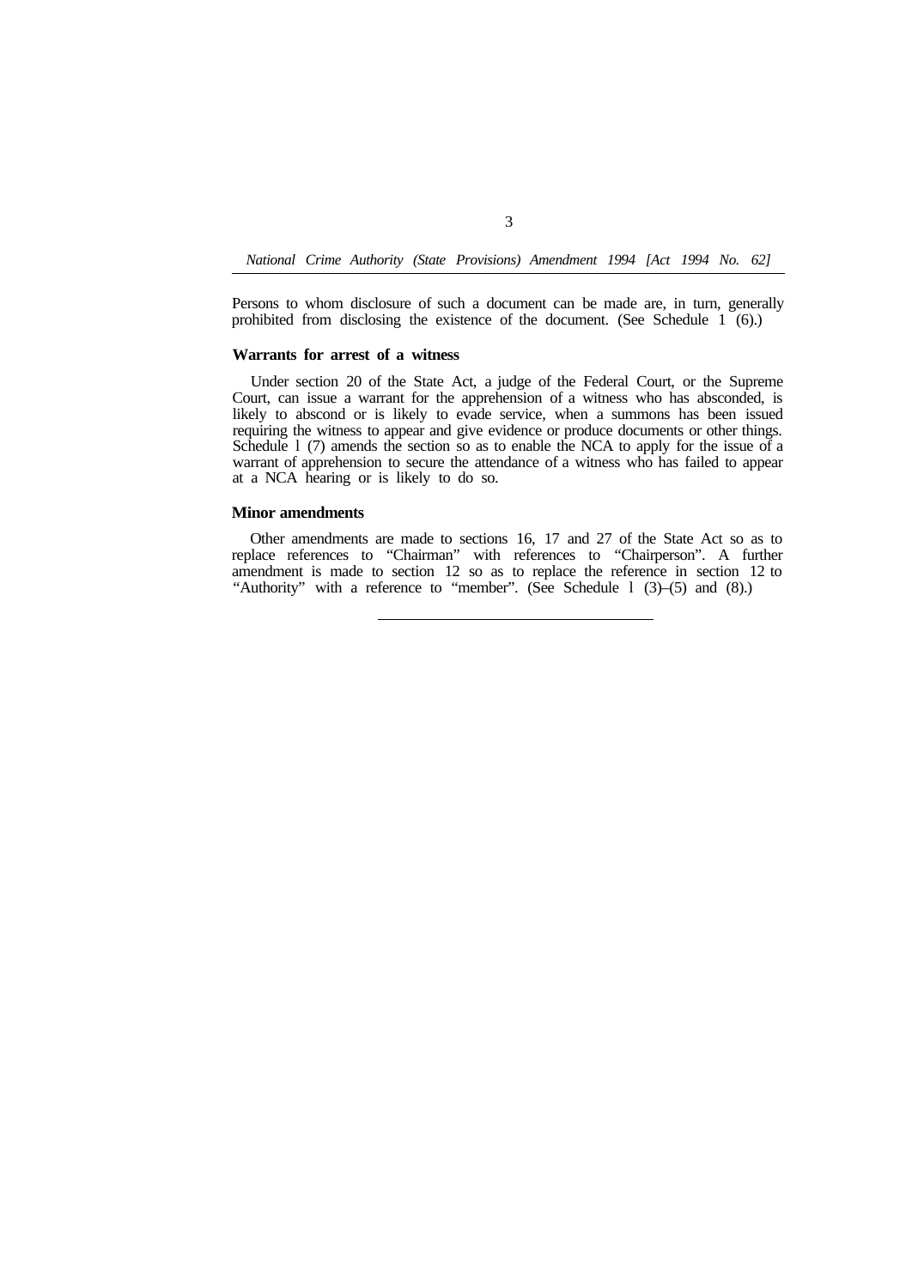Persons to whom disclosure of such a document can be made are, in turn, generally prohibited from disclosing the existence of the document. (See Schedule 1 (6).)

### Warrants for arrest of a witness

Under section 20 of the State Act, a judge of the Federal Court, or the Supreme Court, can issue a warrant for the apprehension of a witness who has absconded, is likely to abscond or is likely to evade service, when a summons has been issued requiring the witness to appear and give evidence or produce documents or other things. Schedule 1 (7) amends the section so as to enable the NCA to apply for the issue of a warrant of apprehension to secure the attendance of a witness who has failed to appear at a NCA hearing or is likely to do so.

### Minor amendments

Other amendments are made to sections 16, 17 and 27 of the State Act so as to replace references to "Chairman" with references to "Chairperson". A further amendment is made to section 12 so as to replace the reference in section 12 to "Authority" with a reference to "member". (See Schedule 1 (3)–(5) and (8).)